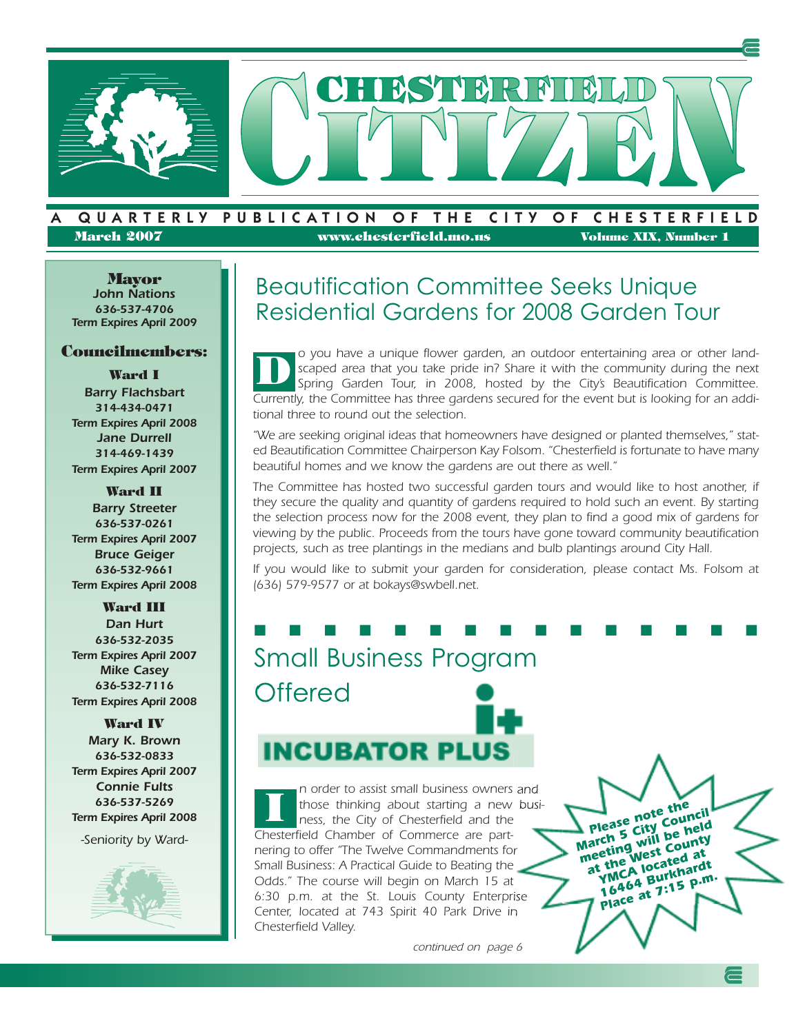# CHESTERFIELD CITIZEN

A QUARTERLY PUBLICATION OF THE CITY OF CHESTERFIELD

March 2007 | www.chesterfield.mo.us | Volume XIX, Number 1

**Mayor**
*John Nations*
*636-537-4706*
*Term Expires April 2009*

**Councilmembers:**

**Ward I**
*Barry Flachsbart*
*314-434-0471*
*Term Expires April 2008*
*Jane Durrell*
*314-469-1439*
*Term Expires April 2007*

**Ward II**
*Barry Streeter*
*636-537-0261*
*Term Expires April 2007*
*Bruce Geiger*
*636-532-9661*
*Term Expires April 2008*

**Ward III**
*Dan Hurt*
*636-532-2035*
*Term Expires April 2007*
*Mike Casey*
*636-532-7116*
*Term Expires April 2008*

**Ward IV**
*Mary K. Brown*
*636-532-0833*
*Term Expires April 2007*
*Connie Fults*
*636-537-5269*
*Term Expires April 2008*

*-Seniority by Ward-*

## Beautification Committee Seeks Unique Residential Gardens for 2008 Garden Tour

*Do you have a unique flower garden, an outdoor entertaining area or other landscaped area that you take pride in? Share it with the community during the next Spring Garden Tour, in 2008, hosted by the City's Beautification Committee. Currently, the Committee has three gardens secured for the event but is looking for an additional three to round out the selection.*

*"We are seeking original ideas that homeowners have designed or planted themselves," stated Beautification Committee Chairperson Kay Folsom. "Chesterfield is fortunate to have many beautiful homes and we know the gardens are out there as well."*

*The Committee has hosted two successful garden tours and would like to host another, if they secure the quality and quantity of gardens required to hold such an event. By starting the selection process now for the 2008 event, they plan to find a good mix of gardens for viewing by the public. Proceeds from the tours have gone toward community beautification projects, such as tree plantings in the medians and bulb plantings around City Hall.*

*If you would like to submit your garden for consideration, please contact Ms. Folsom at (636) 579-9577 or at bokays@swbell.net.*

## Small Business Program Offered

**INCUBATOR PLUS**

*In order to assist small business owners and those thinking about starting a new business, the City of Chesterfield and the Chesterfield Chamber of Commerce are partnering to offer "The Twelve Commandments for Small Business: A Practical Guide to Beating the Odds." The course will begin on March 15 at 6:30 p.m. at the St. Louis County Enterprise Center, located at 743 Spirit 40 Park Drive in Chesterfield Valley.*

*continued on page 6*

***Please note the March 5 City Council meeting will be held at the West County YMCA located at 16464 Burkhardt Place at 7:15 p.m.***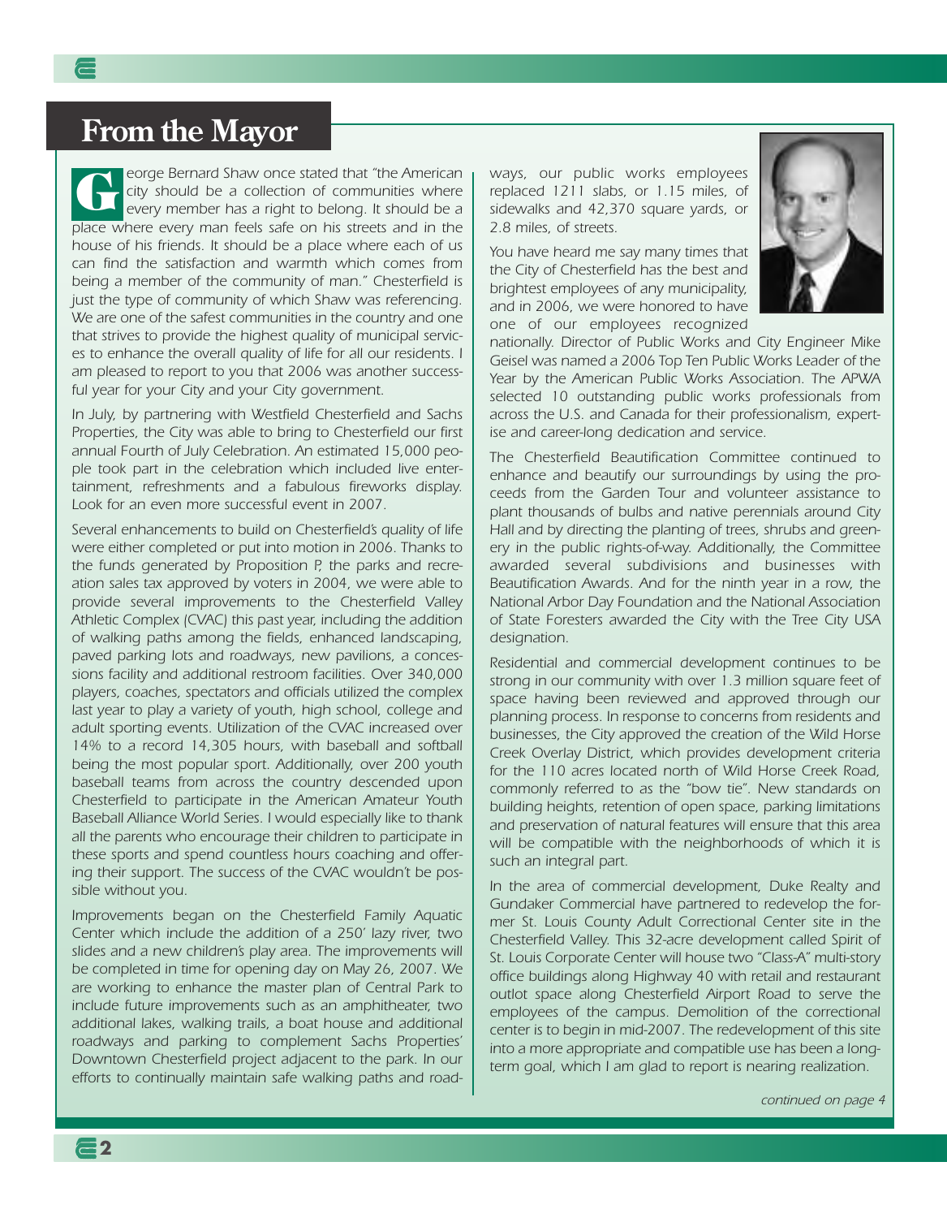# From the Mayor

*George Bernard Shaw once stated that "the American city should be a collection of communities where every member has a right to belong. It should be a place where every man feels safe on his streets and in the house of his friends. It should be a place where each of us can find the satisfaction and warmth which comes from being a member of the community of man." Chesterfield is just the type of community of which Shaw was referencing. We are one of the safest communities in the country and one that strives to provide the highest quality of municipal services to enhance the overall quality of life for all our residents. I am pleased to report to you that 2006 was another successful year for your City and your City government.*

*In July, by partnering with Westfield Chesterfield and Sachs Properties, the City was able to bring to Chesterfield our first annual Fourth of July Celebration. An estimated 15,000 people took part in the celebration which included live entertainment, refreshments and a fabulous fireworks display. Look for an even more successful event in 2007.*

*Several enhancements to build on Chesterfield's quality of life were either completed or put into motion in 2006. Thanks to the funds generated by Proposition P, the parks and recreation sales tax approved by voters in 2004, we were able to provide several improvements to the Chesterfield Valley Athletic Complex (CVAC) this past year, including the addition of walking paths among the fields, enhanced landscaping, paved parking lots and roadways, new pavilions, a concessions facility and additional restroom facilities. Over 340,000 players, coaches, spectators and officials utilized the complex last year to play a variety of youth, high school, college and adult sporting events. Utilization of the CVAC increased over 14% to a record 14,305 hours, with baseball and softball being the most popular sport. Additionally, over 200 youth baseball teams from across the country descended upon Chesterfield to participate in the American Amateur Youth Baseball Alliance World Series. I would especially like to thank all the parents who encourage their children to participate in these sports and spend countless hours coaching and offering their support. The success of the CVAC wouldn't be possible without you.*

*Improvements began on the Chesterfield Family Aquatic Center which include the addition of a 250' lazy river, two slides and a new children's play area. The improvements will be completed in time for opening day on May 26, 2007. We are working to enhance the master plan of Central Park to include future improvements such as an amphitheater, two additional lakes, walking trails, a boat house and additional roadways and parking to complement Sachs Properties' Downtown Chesterfield project adjacent to the park. In our efforts to continually maintain safe walking paths and roadways, our public works employees replaced 1211 slabs, or 1.15 miles, of sidewalks and 42,370 square yards, or 2.8 miles, of streets.*

*You have heard me say many times that the City of Chesterfield has the best and brightest employees of any municipality, and in 2006, we were honored to have one of our employees recognized nationally. Director of Public Works and City Engineer Mike Geisel was named a 2006 Top Ten Public Works Leader of the Year by the American Public Works Association. The APWA selected 10 outstanding public works professionals from across the U.S. and Canada for their professionalism, expertise and career-long dedication and service.*

*The Chesterfield Beautification Committee continued to enhance and beautify our surroundings by using the proceeds from the Garden Tour and volunteer assistance to plant thousands of bulbs and native perennials around City Hall and by directing the planting of trees, shrubs and greenery in the public rights-of-way. Additionally, the Committee awarded several subdivisions and businesses with Beautification Awards. And for the ninth year in a row, the National Arbor Day Foundation and the National Association of State Foresters awarded the City with the Tree City USA designation.*

*Residential and commercial development continues to be strong in our community with over 1.3 million square feet of space having been reviewed and approved through our planning process. In response to concerns from residents and businesses, the City approved the creation of the Wild Horse Creek Overlay District, which provides development criteria for the 110 acres located north of Wild Horse Creek Road, commonly referred to as the "bow tie". New standards on building heights, retention of open space, parking limitations and preservation of natural features will ensure that this area will be compatible with the neighborhoods of which it is such an integral part.*

*In the area of commercial development, Duke Realty and Gundaker Commercial have partnered to redevelop the former St. Louis County Adult Correctional Center site in the Chesterfield Valley. This 32-acre development called Spirit of St. Louis Corporate Center will house two "Class-A" multi-story office buildings along Highway 40 with retail and restaurant outlot space along Chesterfield Airport Road to serve the employees of the campus. Demolition of the correctional center is to begin in mid-2007. The redevelopment of this site into a more appropriate and compatible use has been a long-term goal, which I am glad to report is nearing realization.*

*continued on page 4*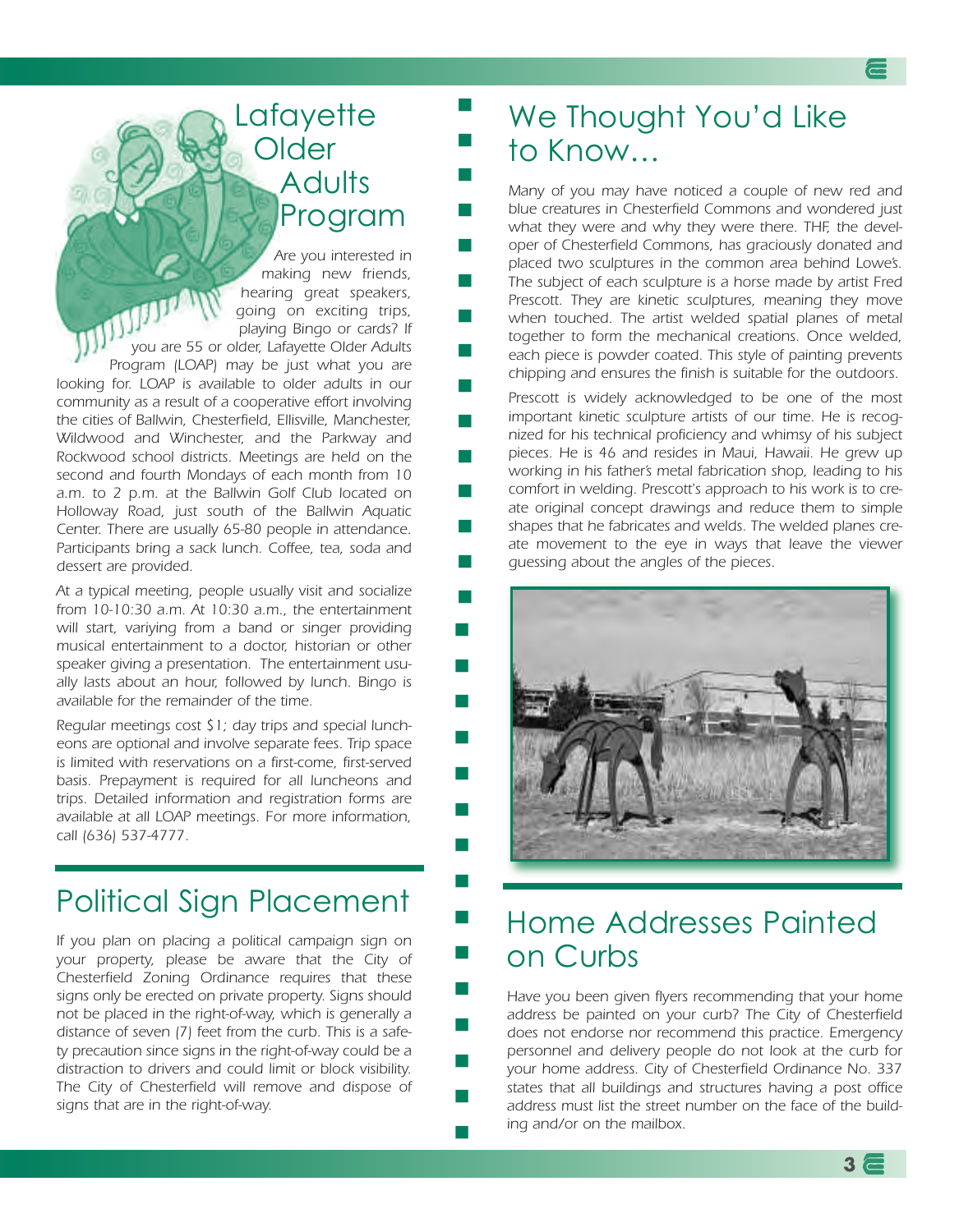## Lafayette Older Adults Program

*Are you interested in making new friends, hearing great speakers, going on exciting trips, playing Bingo or cards? If you are 55 or older, Lafayette Older Adults Program (LOAP) may be just what you are looking for. LOAP is available to older adults in our community as a result of a cooperative effort involving the cities of Ballwin, Chesterfield, Ellisville, Manchester, Wildwood and Winchester, and the Parkway and Rockwood school districts. Meetings are held on the second and fourth Mondays of each month from 10 a.m. to 2 p.m. at the Ballwin Golf Club located on Holloway Road, just south of the Ballwin Aquatic Center. There are usually 65-80 people in attendance. Participants bring a sack lunch. Coffee, tea, soda and dessert are provided.*

*At a typical meeting, people usually visit and socialize from 10-10:30 a.m. At 10:30 a.m., the entertainment will start, variying from a band or singer providing musical entertainment to a doctor, historian or other speaker giving a presentation. The entertainment usually lasts about an hour, followed by lunch. Bingo is available for the remainder of the time.*

*Regular meetings cost $1; day trips and special luncheons are optional and involve separate fees. Trip space is limited with reservations on a first-come, first-served basis. Prepayment is required for all luncheons and trips. Detailed information and registration forms are available at all LOAP meetings. For more information, call (636) 537-4777.*

## Political Sign Placement

*If you plan on placing a political campaign sign on your property, please be aware that the City of Chesterfield Zoning Ordinance requires that these signs only be erected on private property. Signs should not be placed in the right-of-way, which is generally a distance of seven (7) feet from the curb. This is a safety precaution since signs in the right-of-way could be a distraction to drivers and could limit or block visibility. The City of Chesterfield will remove and dispose of signs that are in the right-of-way.*

## We Thought You'd Like to Know…

*Many of you may have noticed a couple of new red and blue creatures in Chesterfield Commons and wondered just what they were and why they were there. THF, the developer of Chesterfield Commons, has graciously donated and placed two sculptures in the common area behind Lowe's. The subject of each sculpture is a horse made by artist Fred Prescott. They are kinetic sculptures, meaning they move when touched. The artist welded spatial planes of metal together to form the mechanical creations. Once welded, each piece is powder coated. This style of painting prevents chipping and ensures the finish is suitable for the outdoors.*

*Prescott is widely acknowledged to be one of the most important kinetic sculpture artists of our time. He is recognized for his technical proficiency and whimsy of his subject pieces. He is 46 and resides in Maui, Hawaii. He grew up working in his father's metal fabrication shop, leading to his comfort in welding. Prescott's approach to his work is to create original concept drawings and reduce them to simple shapes that he fabricates and welds. The welded planes create movement to the eye in ways that leave the viewer guessing about the angles of the pieces.*

## Home Addresses Painted on Curbs

*Have you been given flyers recommending that your home address be painted on your curb? The City of Chesterfield does not endorse nor recommend this practice. Emergency personnel and delivery people do not look at the curb for your home address. City of Chesterfield Ordinance No. 337 states that all buildings and structures having a post office address must list the street number on the face of the building and/or on the mailbox.*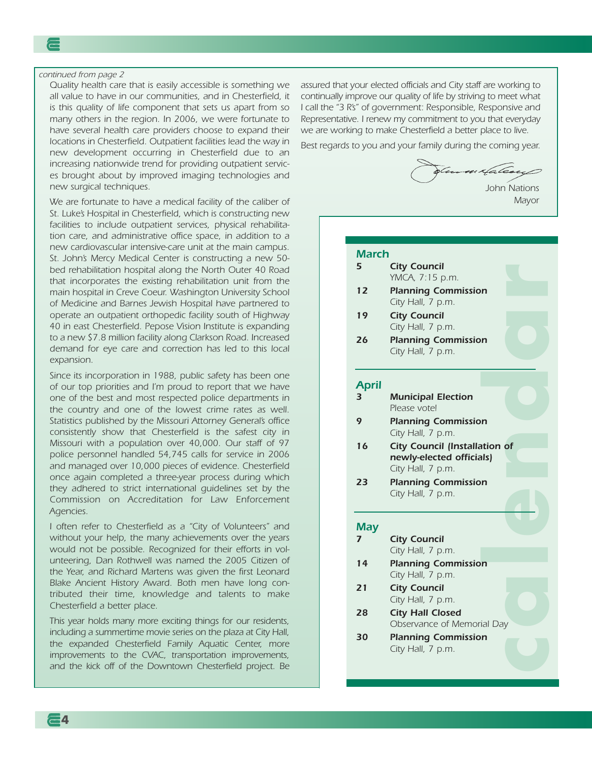*continued from page 2*

*Quality health care that is easily accessible is something we all value to have in our communities, and in Chesterfield, it is this quality of life component that sets us apart from so many others in the region. In 2006, we were fortunate to have several health care providers choose to expand their locations in Chesterfield. Outpatient facilities lead the way in new development occurring in Chesterfield due to an increasing nationwide trend for providing outpatient services brought about by improved imaging technologies and new surgical techniques.*

*We are fortunate to have a medical facility of the caliber of St. Luke's Hospital in Chesterfield, which is constructing new facilities to include outpatient services, physical rehabilitation care, and administrative office space, in addition to a new cardiovascular intensive-care unit at the main campus. St. John's Mercy Medical Center is constructing a new 50-bed rehabilitation hospital along the North Outer 40 Road that incorporates the existing rehabilitation unit from the main hospital in Creve Coeur. Washington University School of Medicine and Barnes Jewish Hospital have partnered to operate an outpatient orthopedic facility south of Highway 40 in east Chesterfield. Pepose Vision Institute is expanding to a new $7.8 million facility along Clarkson Road. Increased demand for eye care and correction has led to this local expansion.*

*Since its incorporation in 1988, public safety has been one of our top priorities and I'm proud to report that we have one of the best and most respected police departments in the country and one of the lowest crime rates as well. Statistics published by the Missouri Attorney General's office consistently show that Chesterfield is the safest city in Missouri with a population over 40,000. Our staff of 97 police personnel handled 54,745 calls for service in 2006 and managed over 10,000 pieces of evidence. Chesterfield once again completed a three-year process during which they adhered to strict international guidelines set by the Commission on Accreditation for Law Enforcement Agencies.*

*I often refer to Chesterfield as a "City of Volunteers" and without your help, the many achievements over the years would not be possible. Recognized for their efforts in volunteering, Dan Rothwell was named the 2005 Citizen of the Year, and Richard Martens was given the first Leonard Blake Ancient History Award. Both men have long contributed their time, knowledge and talents to make Chesterfield a better place.*

*This year holds many more exciting things for our residents, including a summertime movie series on the plaza at City Hall, the expanded Chesterfield Family Aquatic Center, more improvements to the CVAC, transportation improvements, and the kick off of the Downtown Chesterfield project. Be assured that your elected officials and City staff are working to continually improve our quality of life by striving to meet what I call the "3 R's" of government: Responsible, Responsive and Representative. I renew my commitment to you that everyday we are working to make Chesterfield a better place to live.*

*Best regards to you and your family during the coming year.*

John Nations
Mayor

## calendar

### March

**5** — **City Council**
YMCA, 7:15 p.m.

**12** — **Planning Commission**
City Hall, 7 p.m.

**19** — **City Council**
City Hall, 7 p.m.

**26** — **Planning Commission**
City Hall, 7 p.m.

### April

**3** — **Municipal Election**
Please vote!

**9** — **Planning Commission**
City Hall, 7 p.m.

**16** — **City Council (Installation of newly-elected officials)**
City Hall, 7 p.m.

**23** — **Planning Commission**
City Hall, 7 p.m.

### May

**7** — **City Council**
City Hall, 7 p.m.

**14** — **Planning Commission**
City Hall, 7 p.m.

**21** — **City Council**
City Hall, 7 p.m.

**28** — **City Hall Closed**
Observance of Memorial Day

**30** — **Planning Commission**
City Hall, 7 p.m.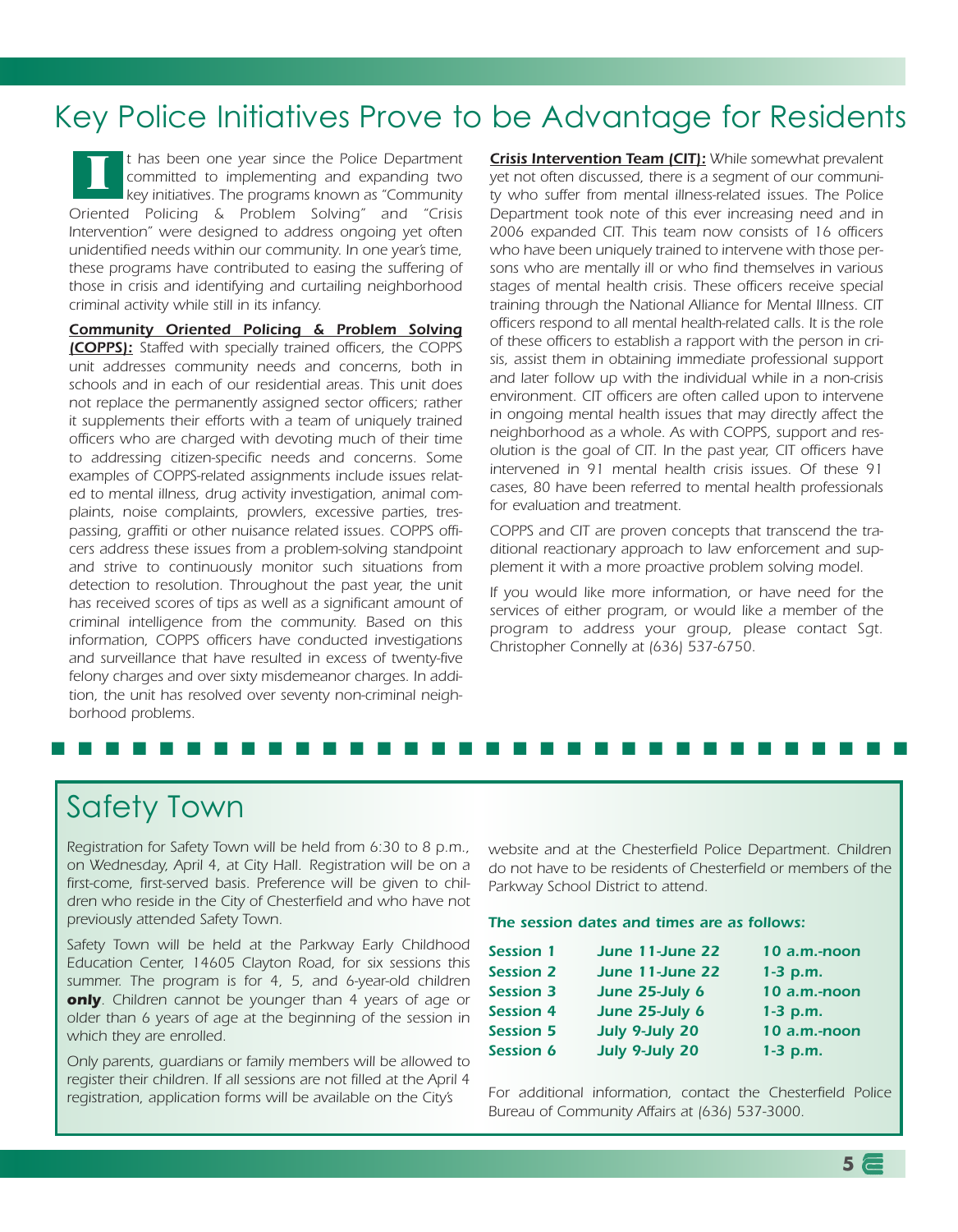# Key Police Initiatives Prove to be Advantage for Residents

*It has been one year since the Police Department committed to implementing and expanding two key initiatives. The programs known as "Community Oriented Policing & Problem Solving" and "Crisis Intervention" were designed to address ongoing yet often unidentified needs within our community. In one year's time, these programs have contributed to easing the suffering of those in crisis and identifying and curtailing neighborhood criminal activity while still in its infancy.*

***Community Oriented Policing & Problem Solving (COPPS):*** *Staffed with specially trained officers, the COPPS unit addresses community needs and concerns, both in schools and in each of our residential areas. This unit does not replace the permanently assigned sector officers; rather it supplements their efforts with a team of uniquely trained officers who are charged with devoting much of their time to addressing citizen-specific needs and concerns. Some examples of COPPS-related assignments include issues related to mental illness, drug activity investigation, animal complaints, noise complaints, prowlers, excessive parties, trespassing, graffiti or other nuisance related issues. COPPS officers address these issues from a problem-solving standpoint and strive to continuously monitor such situations from detection to resolution. Throughout the past year, the unit has received scores of tips as well as a significant amount of criminal intelligence from the community. Based on this information, COPPS officers have conducted investigations and surveillance that have resulted in excess of twenty-five felony charges and over sixty misdemeanor charges. In addition, the unit has resolved over seventy non-criminal neighborhood problems.*

***Crisis Intervention Team (CIT):*** *While somewhat prevalent yet not often discussed, there is a segment of our community who suffer from mental illness-related issues. The Police Department took note of this ever increasing need and in 2006 expanded CIT. This team now consists of 16 officers who have been uniquely trained to intervene with those persons who are mentally ill or who find themselves in various stages of mental health crisis. These officers receive special training through the National Alliance for Mental Illness. CIT officers respond to all mental health-related calls. It is the role of these officers to establish a rapport with the person in crisis, assist them in obtaining immediate professional support and later follow up with the individual while in a non-crisis environment. CIT officers are often called upon to intervene in ongoing mental health issues that may directly affect the neighborhood as a whole. As with COPPS, support and resolution is the goal of CIT. In the past year, CIT officers have intervened in 91 mental health crisis issues. Of these 91 cases, 80 have been referred to mental health professionals for evaluation and treatment.*

*COPPS and CIT are proven concepts that transcend the traditional reactionary approach to law enforcement and supplement it with a more proactive problem solving model.*

*If you would like more information, or have need for the services of either program, or would like a member of the program to address your group, please contact Sgt. Christopher Connelly at (636) 537-6750.*

# Safety Town

*Registration for Safety Town will be held from 6:30 to 8 p.m., on Wednesday, April 4, at City Hall. Registration will be on a first-come, first-served basis. Preference will be given to children who reside in the City of Chesterfield and who have not previously attended Safety Town.*

*Safety Town will be held at the Parkway Early Childhood Education Center, 14605 Clayton Road, for six sessions this summer. The program is for 4, 5, and 6-year-old children* ***only****. Children cannot be younger than 4 years of age or older than 6 years of age at the beginning of the session in which they are enrolled.*

*Only parents, guardians or family members will be allowed to register their children. If all sessions are not filled at the April 4 registration, application forms will be available on the City's website and at the Chesterfield Police Department. Children do not have to be residents of Chesterfield or members of the Parkway School District to attend.*

***The session dates and times are as follows:***

| Session | Dates | Time |
|---|---|---|
| **Session 1** | **June 11-June 22** | **10 a.m.-noon** |
| **Session 2** | **June 11-June 22** | **1-3 p.m.** |
| **Session 3** | **June 25-July 6** | **10 a.m.-noon** |
| **Session 4** | **June 25-July 6** | **1-3 p.m.** |
| **Session 5** | **July 9-July 20** | **10 a.m.-noon** |
| **Session 6** | **July 9-July 20** | **1-3 p.m.** |

*For additional information, contact the Chesterfield Police Bureau of Community Affairs at (636) 537-3000.*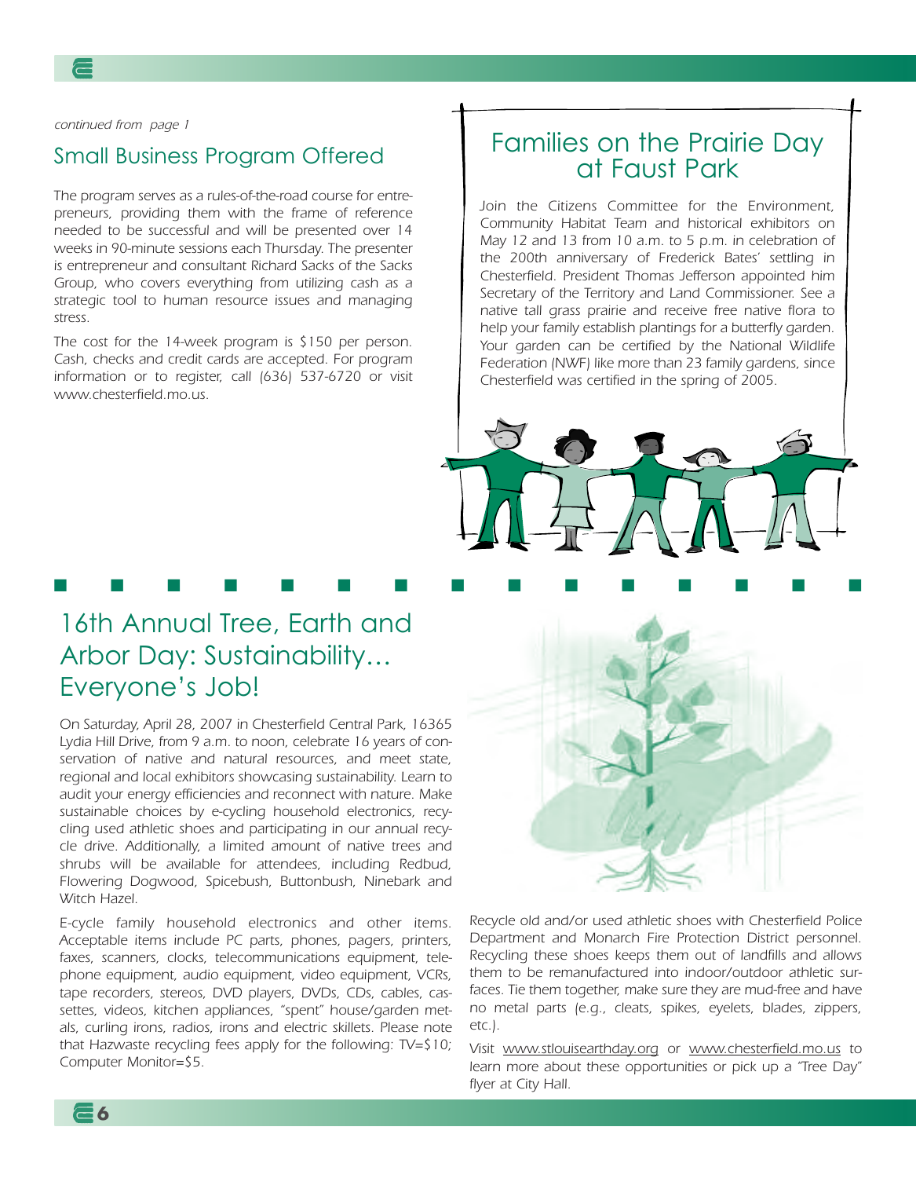*continued from page 1*

## Small Business Program Offered

*The program serves as a rules-of-the-road course for entrepreneurs, providing them with the frame of reference needed to be successful and will be presented over 14 weeks in 90-minute sessions each Thursday. The presenter is entrepreneur and consultant Richard Sacks of the Sacks Group, who covers everything from utilizing cash as a strategic tool to human resource issues and managing stress.*

*The cost for the 14-week program is $150 per person. Cash, checks and credit cards are accepted. For program information or to register, call (636) 537-6720 or visit www.chesterfield.mo.us.*

## Families on the Prairie Day at Faust Park

*Join the Citizens Committee for the Environment, Community Habitat Team and historical exhibitors on May 12 and 13 from 10 a.m. to 5 p.m. in celebration of the 200th anniversary of Frederick Bates' settling in Chesterfield. President Thomas Jefferson appointed him Secretary of the Territory and Land Commissioner. See a native tall grass prairie and receive free native flora to help your family establish plantings for a butterfly garden. Your garden can be certified by the National Wildlife Federation (NWF) like more than 23 family gardens, since Chesterfield was certified in the spring of 2005.*

## 16th Annual Tree, Earth and Arbor Day: Sustainability… Everyone's Job!

*On Saturday, April 28, 2007 in Chesterfield Central Park, 16365 Lydia Hill Drive, from 9 a.m. to noon, celebrate 16 years of conservation of native and natural resources, and meet state, regional and local exhibitors showcasing sustainability. Learn to audit your energy efficiencies and reconnect with nature. Make sustainable choices by e-cycling household electronics, recycling used athletic shoes and participating in our annual recycle drive. Additionally, a limited amount of native trees and shrubs will be available for attendees, including Redbud, Flowering Dogwood, Spicebush, Buttonbush, Ninebark and Witch Hazel.*

*E-cycle family household electronics and other items. Acceptable items include PC parts, phones, pagers, printers, faxes, scanners, clocks, telecommunications equipment, telephone equipment, audio equipment, video equipment, VCRs, tape recorders, stereos, DVD players, DVDs, CDs, cables, cassettes, videos, kitchen appliances, "spent" house/garden metals, curling irons, radios, irons and electric skillets. Please note that Hazwaste recycling fees apply for the following: TV=$10; Computer Monitor=$5.*

*Recycle old and/or used athletic shoes with Chesterfield Police Department and Monarch Fire Protection District personnel. Recycling these shoes keeps them out of landfills and allows them to be remanufactured into indoor/outdoor athletic surfaces. Tie them together, make sure they are mud-free and have no metal parts (e.g., cleats, spikes, eyelets, blades, zippers, etc.).*

*Visit www.stlouisearthday.org or www.chesterfield.mo.us to learn more about these opportunities or pick up a "Tree Day" flyer at City Hall.*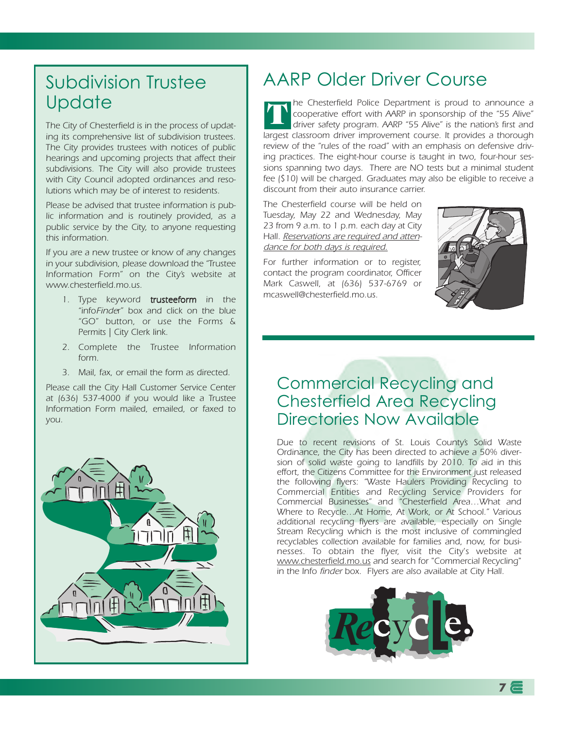## Subdivision Trustee Update

*The City of Chesterfield is in the process of updating its comprehensive list of subdivision trustees. The City provides trustees with notices of public hearings and upcoming projects that affect their subdivisions. The City will also provide trustees with City Council adopted ordinances and resolutions which may be of interest to residents.*

*Please be advised that trustee information is public information and is routinely provided, as a public service by the City, to anyone requesting this information.*

*If you are a new trustee or know of any changes in your subdivision, please download the "Trustee Information Form" on the City's website at www.chesterfield.mo.us.*

1. Type keyword **trusteeform** in the "info*Finder*" box and click on the blue "GO" button, or use the Forms & Permits | City Clerk link.
2. Complete the Trustee Information form.
3. Mail, fax, or email the form as directed.

*Please call the City Hall Customer Service Center at (636) 537-4000 if you would like a Trustee Information Form mailed, emailed, or faxed to you.*

## AARP Older Driver Course

*The Chesterfield Police Department is proud to announce a cooperative effort with AARP in sponsorship of the "55 Alive" driver safety program. AARP "55 Alive" is the nation's first and largest classroom driver improvement course. It provides a thorough review of the "rules of the road" with an emphasis on defensive driving practices. The eight-hour course is taught in two, four-hour sessions spanning two days. There are NO tests but a minimal student fee ($10) will be charged. Graduates may also be eligible to receive a discount from their auto insurance carrier.*

The Chesterfield course will be held on Tuesday, May 22 and Wednesday, May 23 from 9 a.m. to 1 p.m. each day at City Hall. *Reservations are required and attendance for both days is required.*

For further information or to register, contact the program coordinator, Officer Mark Caswell, at (636) 537-6769 or mcaswell@chesterfield.mo.us.

## Commercial Recycling and Chesterfield Area Recycling Directories Now Available

*Due to recent revisions of St. Louis County's Solid Waste Ordinance, the City has been directed to achieve a 50% diversion of solid waste going to landfills by 2010. To aid in this effort, the Citizens Committee for the Environment just released the following flyers: "Waste Haulers Providing Recycling to Commercial Entities and Recycling Service Providers for Commercial Businesses" and "Chesterfield Area…What and Where to Recycle…At Home, At Work, or At School." Various additional recycling flyers are available, especially on Single Stream Recycling which is the most inclusive of commingled recyclables collection available for families and, now, for businesses. To obtain the flyer, visit the City's website at www.chesterfield.mo.us and search for "Commercial Recycling" in the Info finder box. Flyers are also available at City Hall.*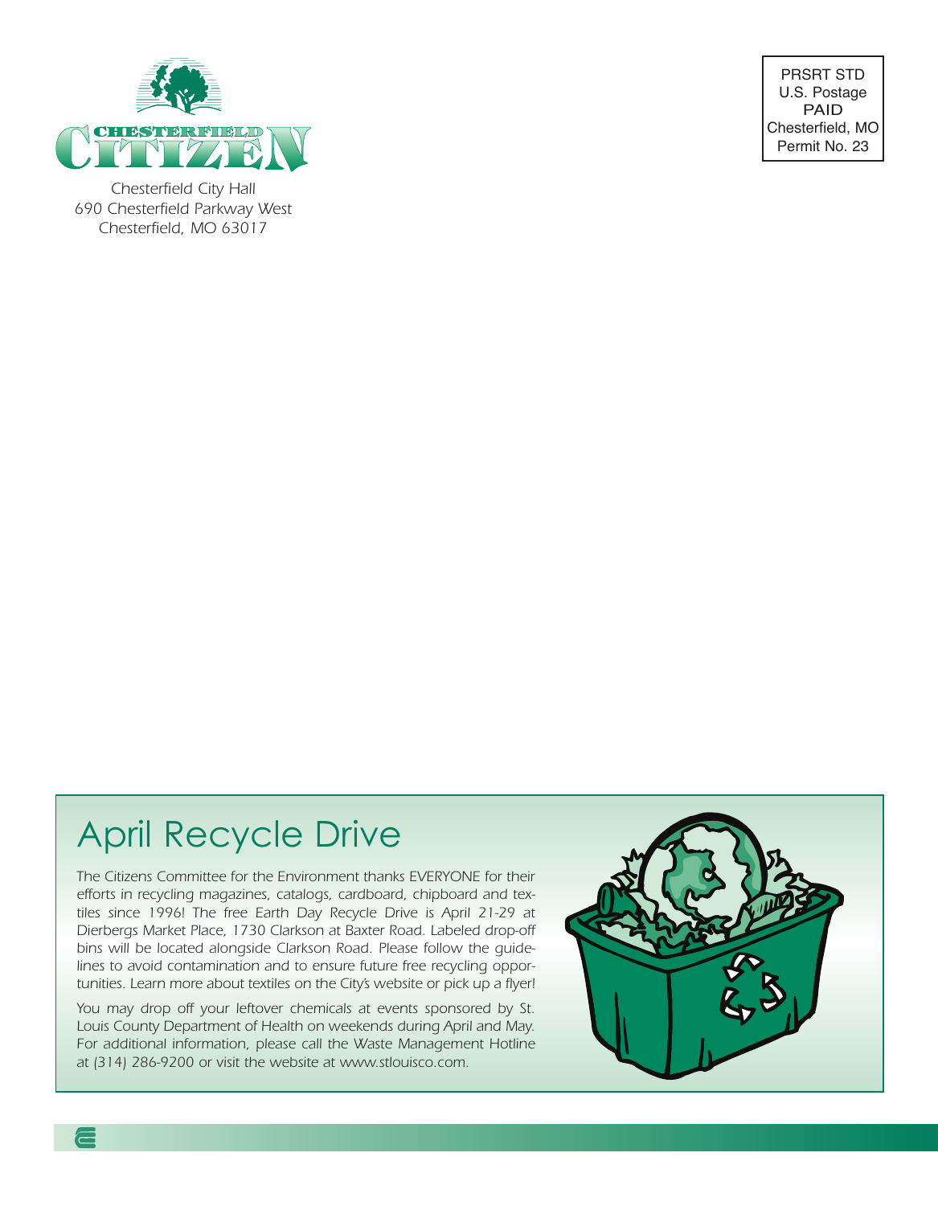Chesterfield City Hall
690 Chesterfield Parkway West
Chesterfield, MO 63017

PRSRT STD
U.S. Postage
PAID
Chesterfield, MO
Permit No. 23

# April Recycle Drive

*The Citizens Committee for the Environment thanks EVERYONE for their efforts in recycling magazines, catalogs, cardboard, chipboard and textiles since 1996! The free Earth Day Recycle Drive is April 21-29 at Dierbergs Market Place, 1730 Clarkson at Baxter Road. Labeled drop-off bins will be located alongside Clarkson Road. Please follow the guidelines to avoid contamination and to ensure future free recycling opportunities. Learn more about textiles on the City's website or pick up a flyer!*

*You may drop off your leftover chemicals at events sponsored by St. Louis County Department of Health on weekends during April and May. For additional information, please call the Waste Management Hotline at (314) 286-9200 or visit the website at www.stlouisco.com.*